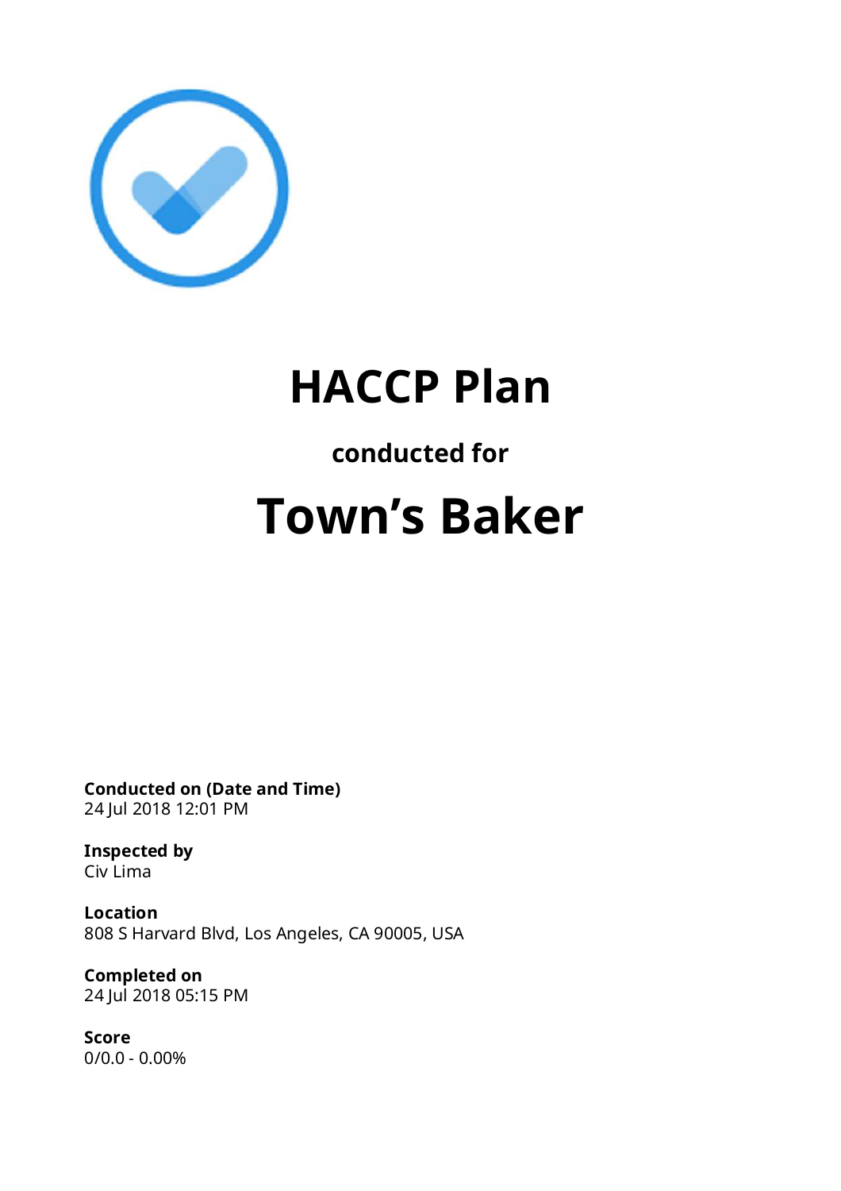# HACCP Plan

### conducted for

# Town's Baker

**Conducted on (Date and Time)**
24 Jul 2018 12:01 PM

**Inspected by**
Civ Lima

**Location**
808 S Harvard Blvd, Los Angeles, CA 90005, USA

**Completed on**
24 Jul 2018 05:15 PM

**Score**
0/0.0 - 0.00%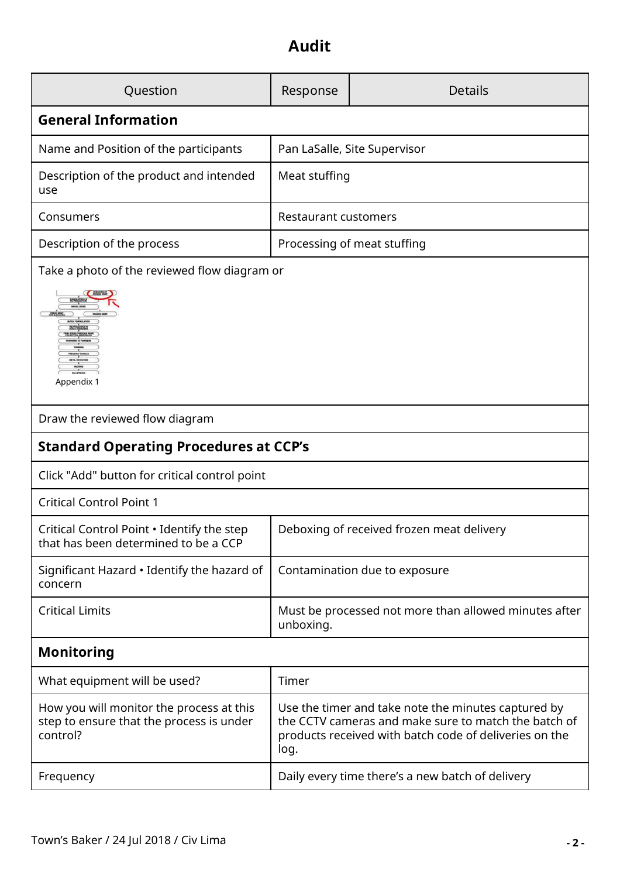# Audit

| Question | Response | Details |
| --- | --- | --- |
| **General Information** | | |
| Name and Position of the participants | Pan LaSalle, Site Supervisor | |
| Description of the product and intended use | Meat stuffing | |
| Consumers | Restaurant customers | |
| Description of the process | Processing of meat stuffing | |
| Take a photo of the reviewed flow diagram or | | |
| Appendix 1 | | |
| Draw the reviewed flow diagram | | |
| **Standard Operating Procedures at CCP's** | | |
| Click "Add" button for critical control point | | |
| Critical Control Point 1 | | |
| Critical Control Point • Identify the step that has been determined to be a CCP | Deboxing of received frozen meat delivery | |
| Significant Hazard • Identify the hazard of concern | Contamination due to exposure | |
| Critical Limits | Must be processed not more than allowed minutes after unboxing. | |
| **Monitoring** | | |
| What equipment will be used? | Timer | |
| How you will monitor the process at this step to ensure that the process is under control? | Use the timer and take note the minutes captured by the CCTV cameras and make sure to match the batch of products received with batch code of deliveries on the log. | |
| Frequency | Daily every time there's a new batch of delivery | |

Town's Baker / 24 Jul 2018 / Civ Lima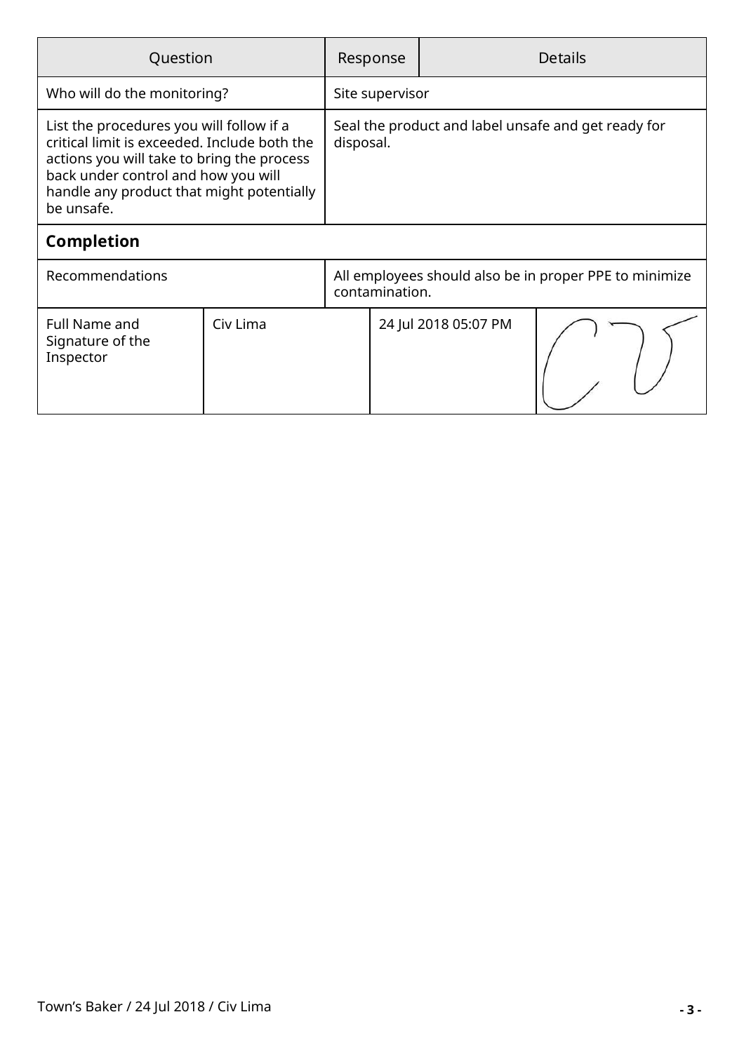| Question | Response | Details |
| --- | --- | --- |
| Who will do the monitoring? | Site supervisor | |
| List the procedures you will follow if a critical limit is exceeded. Include both the actions you will take to bring the process back under control and how you will handle any product that might potentially be unsafe. | Seal the product and label unsafe and get ready for disposal. | |

**Completion**

| | |
| --- | --- |
| Recommendations | All employees should also be in proper PPE to minimize contamination. |

| | | | |
| --- | --- | --- | --- |
| Full Name and Signature of the Inspector | Civ Lima | 24 Jul 2018 05:07 PM | |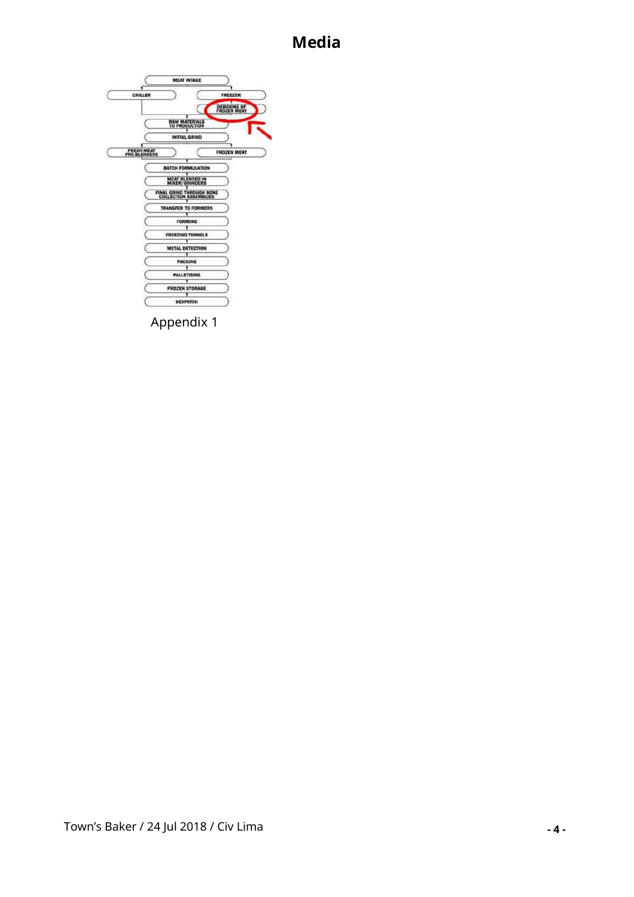# Media

MEAT INTAKE

CHILLER

FREEZER

DEBOXING OF FROZEN MEAT

RAW MATERIALS TO PRODUCTION

INITIAL GRIND

FRESH MEAT PRE-BLENDERS

FROZEN MEAT

BATCH FORMULATION

MEAT BLENDED IN MIXER/GRINDERS

FINAL GRIND THROUGH BONE COLLECTION ASSEMBLIES

TRANSFER TO FORMERS

FORMING

FREEZING TUNNELS

METAL DETECTION

PACKING

PALLETISING

FROZEN STORAGE

DESPATCH

Appendix 1